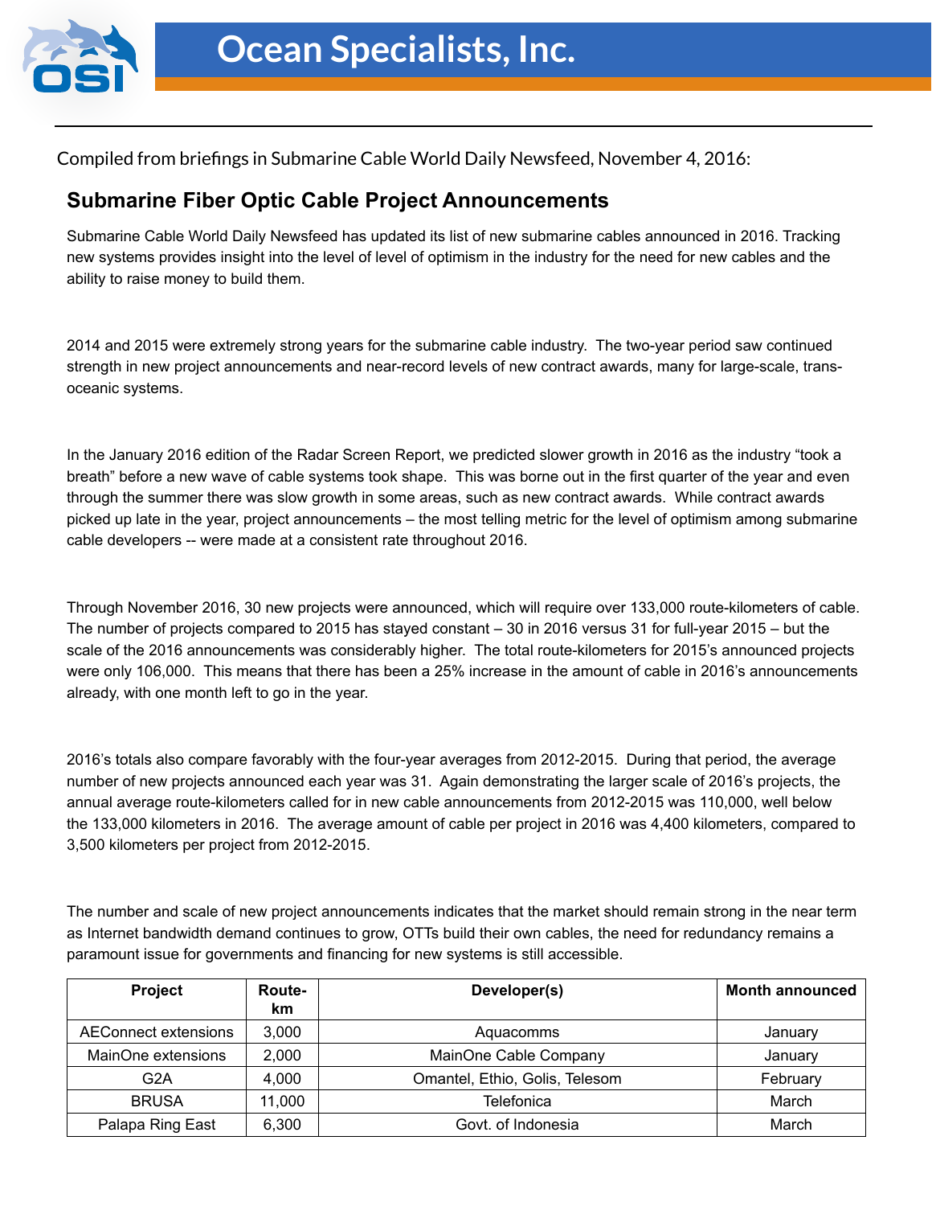# Ocean Specialists, Inc.

Compiled from briefings in Submarine Cable World Daily Newsfeed, November 4, 2016:

## Submarine Fiber Optic Cable Project Announcements

Submarine Cable World Daily Newsfeed has updated its list of new submarine cables announced in 2016. Tracking new systems provides insight into the level of level of optimism in the industry for the need for new cables and the ability to raise money to build them.

2014 and 2015 were extremely strong years for the submarine cable industry. The two-year period saw continued strength in new project announcements and near-record levels of new contract awards, many for large-scale, trans-oceanic systems.

In the January 2016 edition of the Radar Screen Report, we predicted slower growth in 2016 as the industry "took a breath" before a new wave of cable systems took shape. This was borne out in the first quarter of the year and even through the summer there was slow growth in some areas, such as new contract awards. While contract awards picked up late in the year, project announcements – the most telling metric for the level of optimism among submarine cable developers -- were made at a consistent rate throughout 2016.

Through November 2016, 30 new projects were announced, which will require over 133,000 route-kilometers of cable. The number of projects compared to 2015 has stayed constant – 30 in 2016 versus 31 for full-year 2015 – but the scale of the 2016 announcements was considerably higher. The total route-kilometers for 2015's announced projects were only 106,000. This means that there has been a 25% increase in the amount of cable in 2016's announcements already, with one month left to go in the year.

2016's totals also compare favorably with the four-year averages from 2012-2015. During that period, the average number of new projects announced each year was 31. Again demonstrating the larger scale of 2016's projects, the annual average route-kilometers called for in new cable announcements from 2012-2015 was 110,000, well below the 133,000 kilometers in 2016. The average amount of cable per project in 2016 was 4,400 kilometers, compared to 3,500 kilometers per project from 2012-2015.

The number and scale of new project announcements indicates that the market should remain strong in the near term as Internet bandwidth demand continues to grow, OTTs build their own cables, the need for redundancy remains a paramount issue for governments and financing for new systems is still accessible.

| Project | Route-km | Developer(s) | Month announced |
|---|---|---|---|
| AEConnect extensions | 3,000 | Aquacomms | January |
| MainOne extensions | 2,000 | MainOne Cable Company | January |
| G2A | 4,000 | Omantel, Ethio, Golis, Telesom | February |
| BRUSA | 11,000 | Telefonica | March |
| Palapa Ring East | 6,300 | Govt. of Indonesia | March |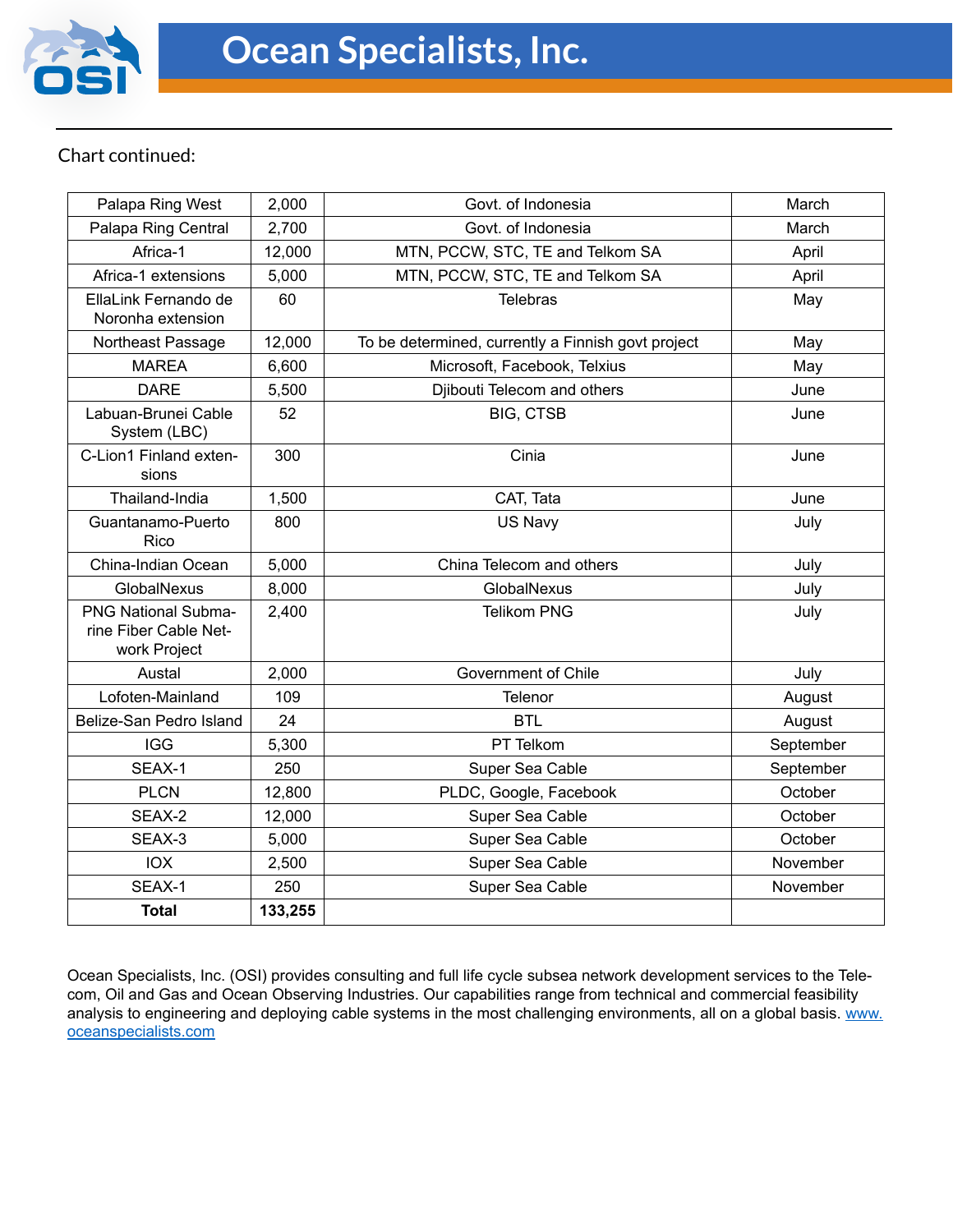Chart continued:

| | | | |
|---|---|---|---|
| Palapa Ring West | 2,000 | Govt. of Indonesia | March |
| Palapa Ring Central | 2,700 | Govt. of Indonesia | March |
| Africa-1 | 12,000 | MTN, PCCW, STC, TE and Telkom SA | April |
| Africa-1 extensions | 5,000 | MTN, PCCW, STC, TE and Telkom SA | April |
| EllaLink Fernando de Noronha extension | 60 | Telebras | May |
| Northeast Passage | 12,000 | To be determined, currently a Finnish govt project | May |
| MAREA | 6,600 | Microsoft, Facebook, Telxius | May |
| DARE | 5,500 | Djibouti Telecom and others | June |
| Labuan-Brunei Cable System (LBC) | 52 | BIG, CTSB | June |
| C-Lion1 Finland extensions | 300 | Cinia | June |
| Thailand-India | 1,500 | CAT, Tata | June |
| Guantanamo-Puerto Rico | 800 | US Navy | July |
| China-Indian Ocean | 5,000 | China Telecom and others | July |
| GlobalNexus | 8,000 | GlobalNexus | July |
| PNG National Submarine Fiber Cable Network Project | 2,400 | Telikom PNG | July |
| Austal | 2,000 | Government of Chile | July |
| Lofoten-Mainland | 109 | Telenor | August |
| Belize-San Pedro Island | 24 | BTL | August |
| IGG | 5,300 | PT Telkom | September |
| SEAX-1 | 250 | Super Sea Cable | September |
| PLCN | 12,800 | PLDC, Google, Facebook | October |
| SEAX-2 | 12,000 | Super Sea Cable | October |
| SEAX-3 | 5,000 | Super Sea Cable | October |
| IOX | 2,500 | Super Sea Cable | November |
| SEAX-1 | 250 | Super Sea Cable | November |
| **Total** | **133,255** | | |

Ocean Specialists, Inc. (OSI) provides consulting and full life cycle subsea network development services to the Telecom, Oil and Gas and Ocean Observing Industries. Our capabilities range from technical and commercial feasibility analysis to engineering and deploying cable systems in the most challenging environments, all on a global basis. www.oceanspecialists.com